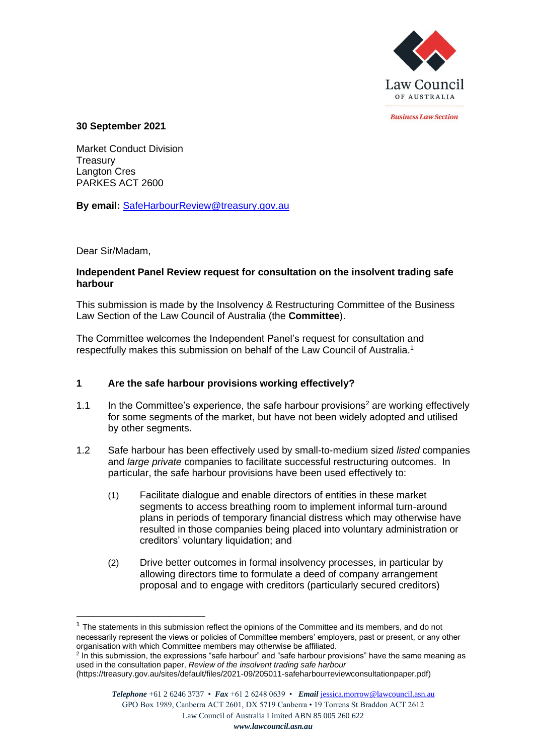Law Council OF AUSTRALIA

*Business Law Section*

**30 September 2021**

Market Conduct Division
Treasury
Langton Cres
PARKES ACT 2600

**By email:** SafeHarbourReview@treasury.gov.au

Dear Sir/Madam,

**Independent Panel Review request for consultation on the insolvent trading safe harbour**

This submission is made by the Insolvency & Restructuring Committee of the Business Law Section of the Law Council of Australia (the **Committee**).

The Committee welcomes the Independent Panel's request for consultation and respectfully makes this submission on behalf of the Law Council of Australia.[1]

## 1 Are the safe harbour provisions working effectively?

1.1 In the Committee's experience, the safe harbour provisions[2] are working effectively for some segments of the market, but have not been widely adopted and utilised by other segments.

1.2 Safe harbour has been effectively used by small-to-medium sized *listed* companies and *large private* companies to facilitate successful restructuring outcomes. In particular, the safe harbour provisions have been used effectively to:

(1) Facilitate dialogue and enable directors of entities in these market segments to access breathing room to implement informal turn-around plans in periods of temporary financial distress which may otherwise have resulted in those companies being placed into voluntary administration or creditors' voluntary liquidation; and

(2) Drive better outcomes in formal insolvency processes, in particular by allowing directors time to formulate a deed of company arrangement proposal and to engage with creditors (particularly secured creditors)

---

[1] The statements in this submission reflect the opinions of the Committee and its members, and do not necessarily represent the views or policies of Committee members' employers, past or present, or any other organisation with which Committee members may otherwise be affiliated.

[2] In this submission, the expressions "safe harbour" and "safe harbour provisions" have the same meaning as used in the consultation paper, *Review of the insolvent trading safe harbour* (https://treasury.gov.au/sites/default/files/2021-09/205011-safeharbourreviewconsultationpaper.pdf)

***Telephone*** +61 2 6246 3737 • ***Fax*** +61 2 6248 0639 • ***Email*** jessica.morrow@lawcouncil.asn.au
GPO Box 1989, Canberra ACT 2601, DX 5719 Canberra • 19 Torrens St Braddon ACT 2612
Law Council of Australia Limited ABN 85 005 260 622
***www.lawcouncil.asn.au***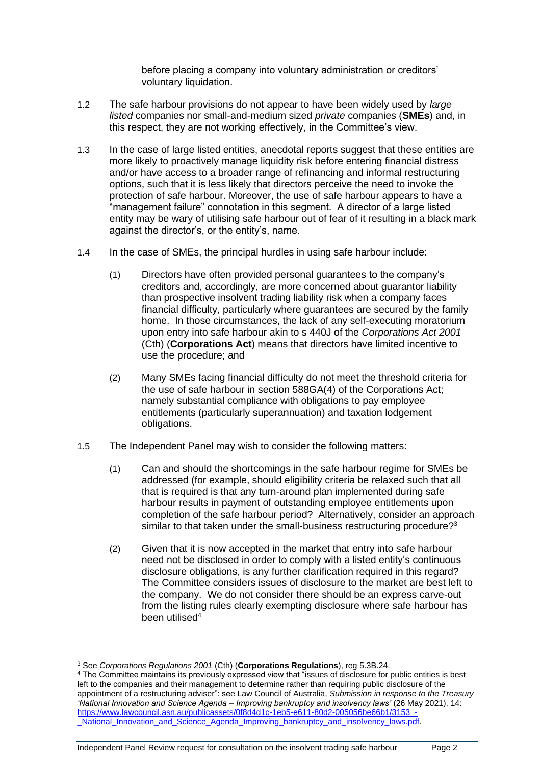before placing a company into voluntary administration or creditors' voluntary liquidation.

1.2 The safe harbour provisions do not appear to have been widely used by *large listed* companies nor small-and-medium sized *private* companies (**SMEs**) and, in this respect, they are not working effectively, in the Committee's view.

1.3 In the case of large listed entities, anecdotal reports suggest that these entities are more likely to proactively manage liquidity risk before entering financial distress and/or have access to a broader range of refinancing and informal restructuring options, such that it is less likely that directors perceive the need to invoke the protection of safe harbour. Moreover, the use of safe harbour appears to have a "management failure" connotation in this segment. A director of a large listed entity may be wary of utilising safe harbour out of fear of it resulting in a black mark against the director's, or the entity's, name.

1.4 In the case of SMEs, the principal hurdles in using safe harbour include:

(1) Directors have often provided personal guarantees to the company's creditors and, accordingly, are more concerned about guarantor liability than prospective insolvent trading liability risk when a company faces financial difficulty, particularly where guarantees are secured by the family home. In those circumstances, the lack of any self-executing moratorium upon entry into safe harbour akin to s 440J of the *Corporations Act 2001* (Cth) (**Corporations Act**) means that directors have limited incentive to use the procedure; and

(2) Many SMEs facing financial difficulty do not meet the threshold criteria for the use of safe harbour in section 588GA(4) of the Corporations Act; namely substantial compliance with obligations to pay employee entitlements (particularly superannuation) and taxation lodgement obligations.

1.5 The Independent Panel may wish to consider the following matters:

(1) Can and should the shortcomings in the safe harbour regime for SMEs be addressed (for example, should eligibility criteria be relaxed such that all that is required is that any turn-around plan implemented during safe harbour results in payment of outstanding employee entitlements upon completion of the safe harbour period? Alternatively, consider an approach similar to that taken under the small-business restructuring procedure?[3]

(2) Given that it is now accepted in the market that entry into safe harbour need not be disclosed in order to comply with a listed entity's continuous disclosure obligations, is any further clarification required in this regard? The Committee considers issues of disclosure to the market are best left to the company. We do not consider there should be an express carve-out from the listing rules clearly exempting disclosure where safe harbour has been utilised[4]

---

[3] See *Corporations Regulations 2001* (Cth) (**Corporations Regulations**), reg 5.3B.24.

[4] The Committee maintains its previously expressed view that "issues of disclosure for public entities is best left to the companies and their management to determine rather than requiring public disclosure of the appointment of a restructuring adviser": see Law Council of Australia, *Submission in response to the Treasury 'National Innovation and Science Agenda – Improving bankruptcy and insolvency laws'* (26 May 2021), 14: https://www.lawcouncil.asn.au/publicassets/0f8d4d1c-1eb5-e611-80d2-005056be66b1/3153_-_National_Innovation_and_Science_Agenda_Improving_bankruptcy_and_insolvency_laws.pdf.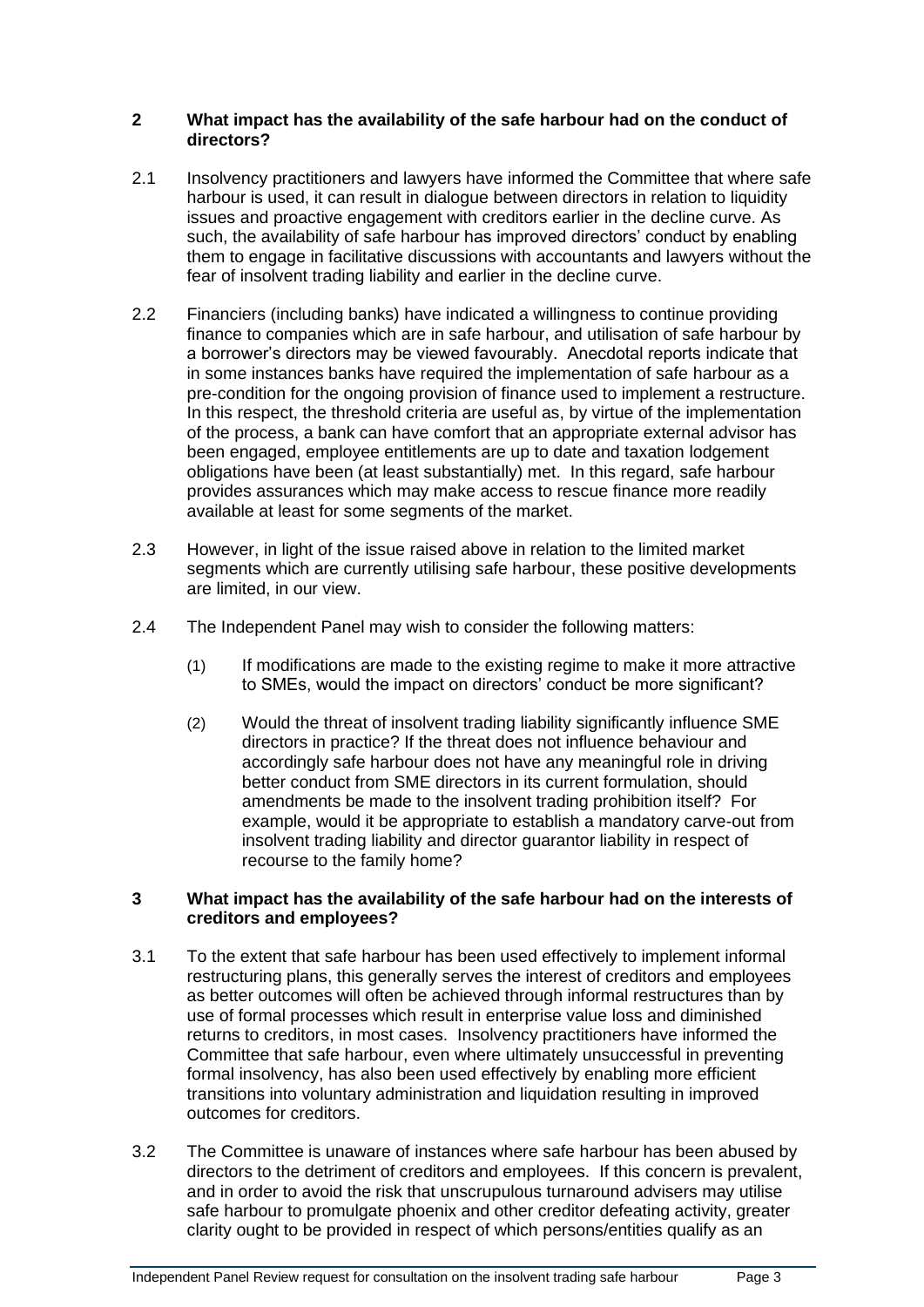## 2 What impact has the availability of the safe harbour had on the conduct of directors?

2.1 Insolvency practitioners and lawyers have informed the Committee that where safe harbour is used, it can result in dialogue between directors in relation to liquidity issues and proactive engagement with creditors earlier in the decline curve. As such, the availability of safe harbour has improved directors' conduct by enabling them to engage in facilitative discussions with accountants and lawyers without the fear of insolvent trading liability and earlier in the decline curve.

2.2 Financiers (including banks) have indicated a willingness to continue providing finance to companies which are in safe harbour, and utilisation of safe harbour by a borrower's directors may be viewed favourably. Anecdotal reports indicate that in some instances banks have required the implementation of safe harbour as a pre-condition for the ongoing provision of finance used to implement a restructure. In this respect, the threshold criteria are useful as, by virtue of the implementation of the process, a bank can have comfort that an appropriate external advisor has been engaged, employee entitlements are up to date and taxation lodgement obligations have been (at least substantially) met. In this regard, safe harbour provides assurances which may make access to rescue finance more readily available at least for some segments of the market.

2.3 However, in light of the issue raised above in relation to the limited market segments which are currently utilising safe harbour, these positive developments are limited, in our view.

2.4 The Independent Panel may wish to consider the following matters:

(1) If modifications are made to the existing regime to make it more attractive to SMEs, would the impact on directors' conduct be more significant?

(2) Would the threat of insolvent trading liability significantly influence SME directors in practice? If the threat does not influence behaviour and accordingly safe harbour does not have any meaningful role in driving better conduct from SME directors in its current formulation, should amendments be made to the insolvent trading prohibition itself? For example, would it be appropriate to establish a mandatory carve-out from insolvent trading liability and director guarantor liability in respect of recourse to the family home?

## 3 What impact has the availability of the safe harbour had on the interests of creditors and employees?

3.1 To the extent that safe harbour has been used effectively to implement informal restructuring plans, this generally serves the interest of creditors and employees as better outcomes will often be achieved through informal restructures than by use of formal processes which result in enterprise value loss and diminished returns to creditors, in most cases. Insolvency practitioners have informed the Committee that safe harbour, even where ultimately unsuccessful in preventing formal insolvency, has also been used effectively by enabling more efficient transitions into voluntary administration and liquidation resulting in improved outcomes for creditors.

3.2 The Committee is unaware of instances where safe harbour has been abused by directors to the detriment of creditors and employees. If this concern is prevalent, and in order to avoid the risk that unscrupulous turnaround advisers may utilise safe harbour to promulgate phoenix and other creditor defeating activity, greater clarity ought to be provided in respect of which persons/entities qualify as an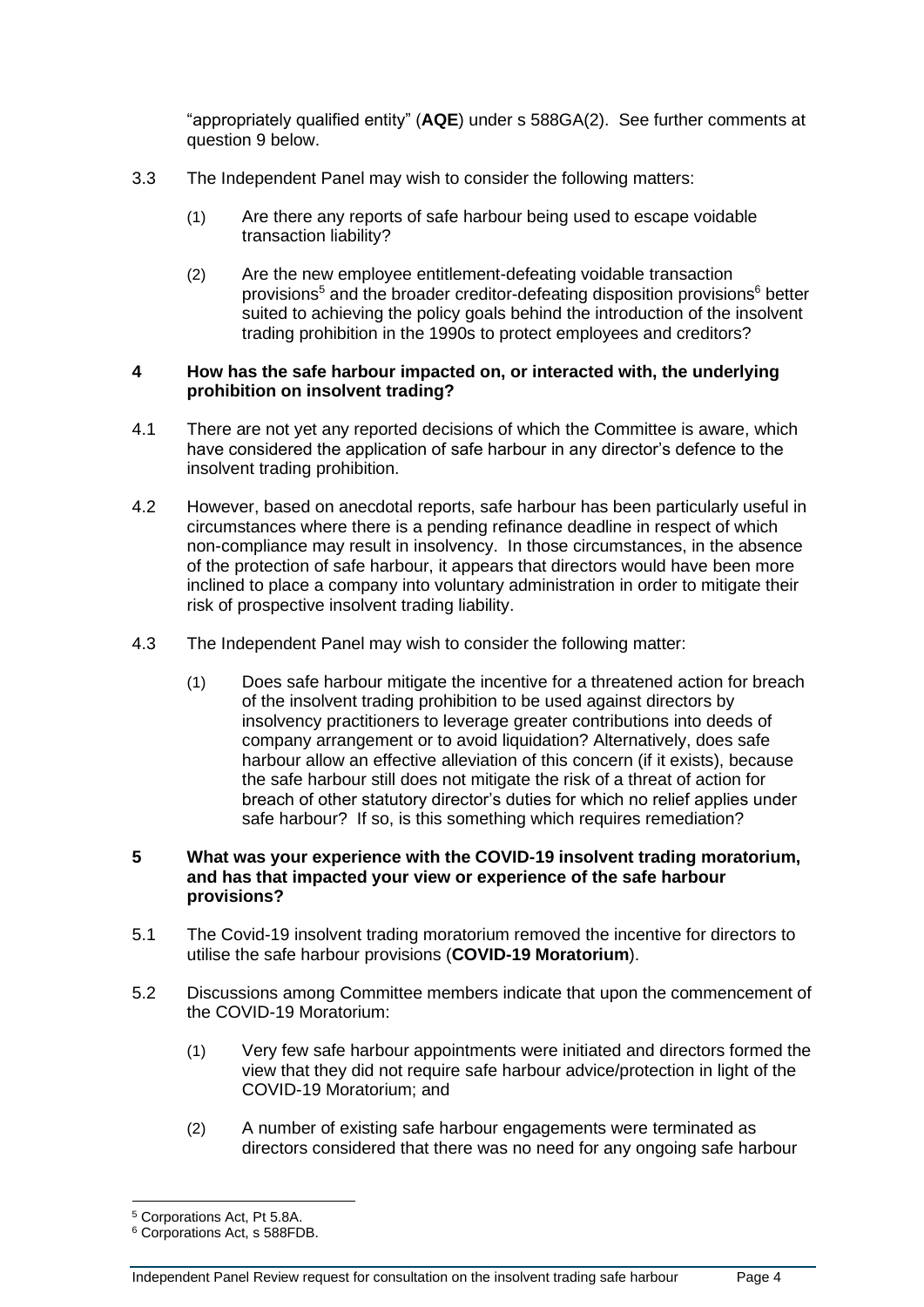"appropriately qualified entity" (**AQE**) under s 588GA(2). See further comments at question 9 below.

3.3 The Independent Panel may wish to consider the following matters:

(1) Are there any reports of safe harbour being used to escape voidable transaction liability?

(2) Are the new employee entitlement-defeating voidable transaction provisions[5] and the broader creditor-defeating disposition provisions[6] better suited to achieving the policy goals behind the introduction of the insolvent trading prohibition in the 1990s to protect employees and creditors?

**4 How has the safe harbour impacted on, or interacted with, the underlying prohibition on insolvent trading?**

4.1 There are not yet any reported decisions of which the Committee is aware, which have considered the application of safe harbour in any director's defence to the insolvent trading prohibition.

4.2 However, based on anecdotal reports, safe harbour has been particularly useful in circumstances where there is a pending refinance deadline in respect of which non-compliance may result in insolvency. In those circumstances, in the absence of the protection of safe harbour, it appears that directors would have been more inclined to place a company into voluntary administration in order to mitigate their risk of prospective insolvent trading liability.

4.3 The Independent Panel may wish to consider the following matter:

(1) Does safe harbour mitigate the incentive for a threatened action for breach of the insolvent trading prohibition to be used against directors by insolvency practitioners to leverage greater contributions into deeds of company arrangement or to avoid liquidation? Alternatively, does safe harbour allow an effective alleviation of this concern (if it exists), because the safe harbour still does not mitigate the risk of a threat of action for breach of other statutory director's duties for which no relief applies under safe harbour? If so, is this something which requires remediation?

**5 What was your experience with the COVID-19 insolvent trading moratorium, and has that impacted your view or experience of the safe harbour provisions?**

5.1 The Covid-19 insolvent trading moratorium removed the incentive for directors to utilise the safe harbour provisions (**COVID-19 Moratorium**).

5.2 Discussions among Committee members indicate that upon the commencement of the COVID-19 Moratorium:

(1) Very few safe harbour appointments were initiated and directors formed the view that they did not require safe harbour advice/protection in light of the COVID-19 Moratorium; and

(2) A number of existing safe harbour engagements were terminated as directors considered that there was no need for any ongoing safe harbour

---

[5] Corporations Act, Pt 5.8A.

[6] Corporations Act, s 588FDB.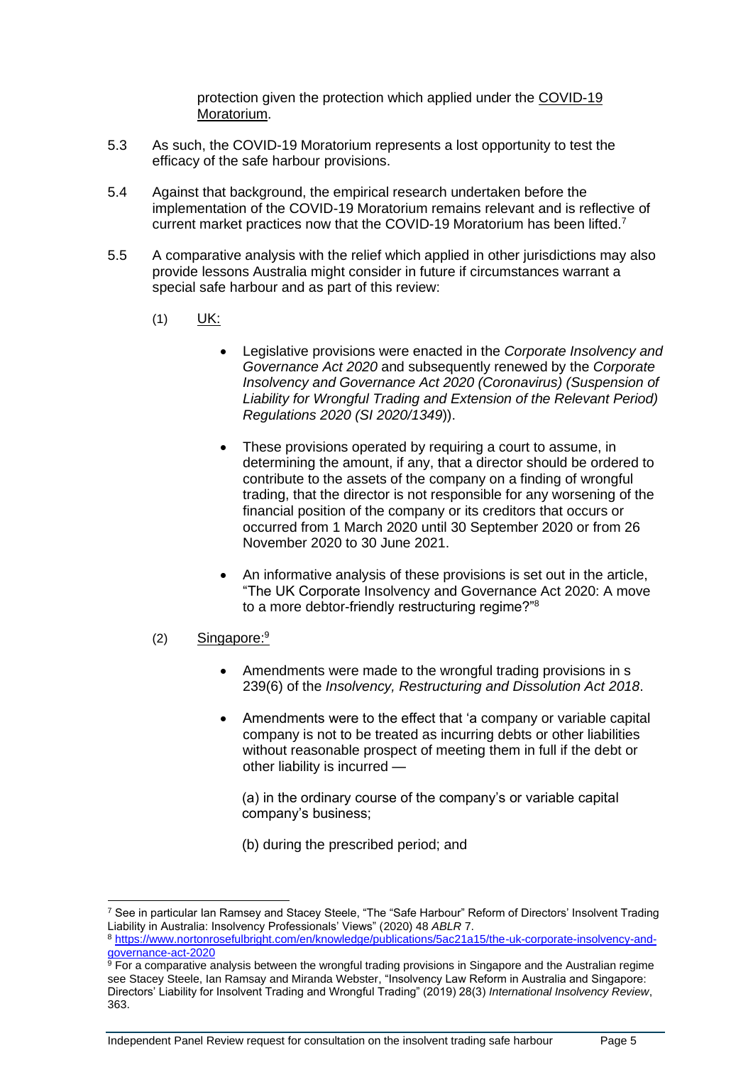protection given the protection which applied under the COVID-19 Moratorium.

5.3 As such, the COVID-19 Moratorium represents a lost opportunity to test the efficacy of the safe harbour provisions.

5.4 Against that background, the empirical research undertaken before the implementation of the COVID-19 Moratorium remains relevant and is reflective of current market practices now that the COVID-19 Moratorium has been lifted.[7]

5.5 A comparative analysis with the relief which applied in other jurisdictions may also provide lessons Australia might consider in future if circumstances warrant a special safe harbour and as part of this review:

(1) UK:

- Legislative provisions were enacted in the *Corporate Insolvency and Governance Act 2020* and subsequently renewed by the *Corporate Insolvency and Governance Act 2020 (Coronavirus) (Suspension of Liability for Wrongful Trading and Extension of the Relevant Period) Regulations 2020 (SI 2020/1349)*).
- These provisions operated by requiring a court to assume, in determining the amount, if any, that a director should be ordered to contribute to the assets of the company on a finding of wrongful trading, that the director is not responsible for any worsening of the financial position of the company or its creditors that occurs or occurred from 1 March 2020 until 30 September 2020 or from 26 November 2020 to 30 June 2021.
- An informative analysis of these provisions is set out in the article, "The UK Corporate Insolvency and Governance Act 2020: A move to a more debtor-friendly restructuring regime?"[8]

(2) Singapore:[9]

- Amendments were made to the wrongful trading provisions in s 239(6) of the *Insolvency, Restructuring and Dissolution Act 2018*.
- Amendments were to the effect that 'a company or variable capital company is not to be treated as incurring debts or other liabilities without reasonable prospect of meeting them in full if the debt or other liability is incurred —

  (a) in the ordinary course of the company's or variable capital company's business;

  (b) during the prescribed period; and

---

[7] See in particular Ian Ramsey and Stacey Steele, "The "Safe Harbour" Reform of Directors' Insolvent Trading Liability in Australia: Insolvency Professionals' Views" (2020) 48 *ABLR* 7.

[8] https://www.nortonrosefulbright.com/en/knowledge/publications/5ac21a15/the-uk-corporate-insolvency-and-governance-act-2020

[9] For a comparative analysis between the wrongful trading provisions in Singapore and the Australian regime see Stacey Steele, Ian Ramsay and Miranda Webster, "Insolvency Law Reform in Australia and Singapore: Directors' Liability for Insolvent Trading and Wrongful Trading" (2019) 28(3) *International Insolvency Review*, 363.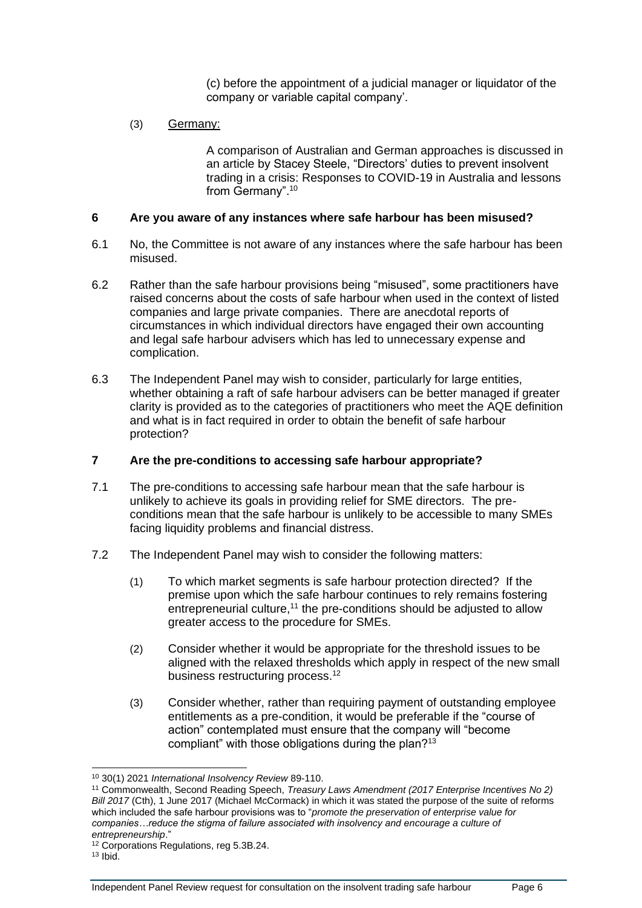(c) before the appointment of a judicial manager or liquidator of the company or variable capital company'.

(3) Germany:

A comparison of Australian and German approaches is discussed in an article by Stacey Steele, "Directors' duties to prevent insolvent trading in a crisis: Responses to COVID-19 in Australia and lessons from Germany".[10]

## 6 Are you aware of any instances where safe harbour has been misused?

6.1 No, the Committee is not aware of any instances where the safe harbour has been misused.

6.2 Rather than the safe harbour provisions being "misused", some practitioners have raised concerns about the costs of safe harbour when used in the context of listed companies and large private companies. There are anecdotal reports of circumstances in which individual directors have engaged their own accounting and legal safe harbour advisers which has led to unnecessary expense and complication.

6.3 The Independent Panel may wish to consider, particularly for large entities, whether obtaining a raft of safe harbour advisers can be better managed if greater clarity is provided as to the categories of practitioners who meet the AQE definition and what is in fact required in order to obtain the benefit of safe harbour protection?

## 7 Are the pre-conditions to accessing safe harbour appropriate?

7.1 The pre-conditions to accessing safe harbour mean that the safe harbour is unlikely to achieve its goals in providing relief for SME directors. The pre-conditions mean that the safe harbour is unlikely to be accessible to many SMEs facing liquidity problems and financial distress.

7.2 The Independent Panel may wish to consider the following matters:

(1) To which market segments is safe harbour protection directed? If the premise upon which the safe harbour continues to rely remains fostering entrepreneurial culture,[11] the pre-conditions should be adjusted to allow greater access to the procedure for SMEs.

(2) Consider whether it would be appropriate for the threshold issues to be aligned with the relaxed thresholds which apply in respect of the new small business restructuring process.[12]

(3) Consider whether, rather than requiring payment of outstanding employee entitlements as a pre-condition, it would be preferable if the "course of action" contemplated must ensure that the company will "become compliant" with those obligations during the plan?[13]

---

[10] 30(1) 2021 *International Insolvency Review* 89-110.

[11] Commonwealth, Second Reading Speech, *Treasury Laws Amendment (2017 Enterprise Incentives No 2) Bill 2017* (Cth), 1 June 2017 (Michael McCormack) in which it was stated the purpose of the suite of reforms which included the safe harbour provisions was to "*promote the preservation of enterprise value for companies…reduce the stigma of failure associated with insolvency and encourage a culture of entrepreneurship*."

[12] Corporations Regulations, reg 5.3B.24.

[13] Ibid.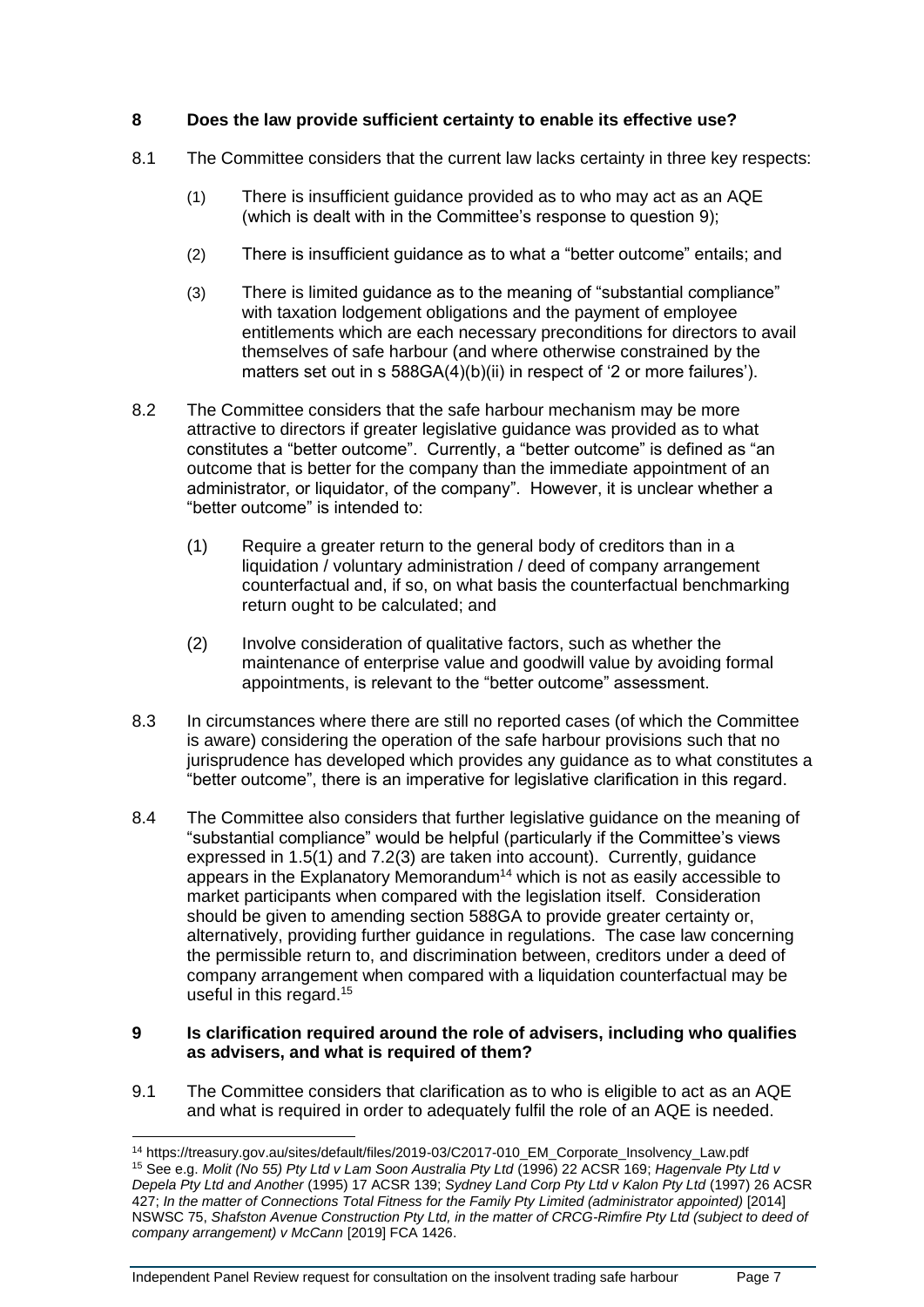## 8 Does the law provide sufficient certainty to enable its effective use?

8.1 The Committee considers that the current law lacks certainty in three key respects:

(1) There is insufficient guidance provided as to who may act as an AQE (which is dealt with in the Committee's response to question 9);

(2) There is insufficient guidance as to what a "better outcome" entails; and

(3) There is limited guidance as to the meaning of "substantial compliance" with taxation lodgement obligations and the payment of employee entitlements which are each necessary preconditions for directors to avail themselves of safe harbour (and where otherwise constrained by the matters set out in s 588GA(4)(b)(ii) in respect of '2 or more failures').

8.2 The Committee considers that the safe harbour mechanism may be more attractive to directors if greater legislative guidance was provided as to what constitutes a "better outcome". Currently, a "better outcome" is defined as "an outcome that is better for the company than the immediate appointment of an administrator, or liquidator, of the company". However, it is unclear whether a "better outcome" is intended to:

(1) Require a greater return to the general body of creditors than in a liquidation / voluntary administration / deed of company arrangement counterfactual and, if so, on what basis the counterfactual benchmarking return ought to be calculated; and

(2) Involve consideration of qualitative factors, such as whether the maintenance of enterprise value and goodwill value by avoiding formal appointments, is relevant to the "better outcome" assessment.

8.3 In circumstances where there are still no reported cases (of which the Committee is aware) considering the operation of the safe harbour provisions such that no jurisprudence has developed which provides any guidance as to what constitutes a "better outcome", there is an imperative for legislative clarification in this regard.

8.4 The Committee also considers that further legislative guidance on the meaning of "substantial compliance" would be helpful (particularly if the Committee's views expressed in 1.5(1) and 7.2(3) are taken into account). Currently, guidance appears in the Explanatory Memorandum[14] which is not as easily accessible to market participants when compared with the legislation itself. Consideration should be given to amending section 588GA to provide greater certainty or, alternatively, providing further guidance in regulations. The case law concerning the permissible return to, and discrimination between, creditors under a deed of company arrangement when compared with a liquidation counterfactual may be useful in this regard.[15]

## 9 Is clarification required around the role of advisers, including who qualifies as advisers, and what is required of them?

9.1 The Committee considers that clarification as to who is eligible to act as an AQE and what is required in order to adequately fulfil the role of an AQE is needed.

---

[14] https://treasury.gov.au/sites/default/files/2019-03/C2017-010_EM_Corporate_Insolvency_Law.pdf

[15] See e.g. *Molit (No 55) Pty Ltd v Lam Soon Australia Pty Ltd* (1996) 22 ACSR 169; *Hagenvale Pty Ltd v Depela Pty Ltd and Another* (1995) 17 ACSR 139; *Sydney Land Corp Pty Ltd v Kalon Pty Ltd* (1997) 26 ACSR 427; *In the matter of Connections Total Fitness for the Family Pty Limited (administrator appointed)* [2014] NSWSC 75, *Shafston Avenue Construction Pty Ltd, in the matter of CRCG-Rimfire Pty Ltd (subject to deed of company arrangement) v McCann* [2019] FCA 1426.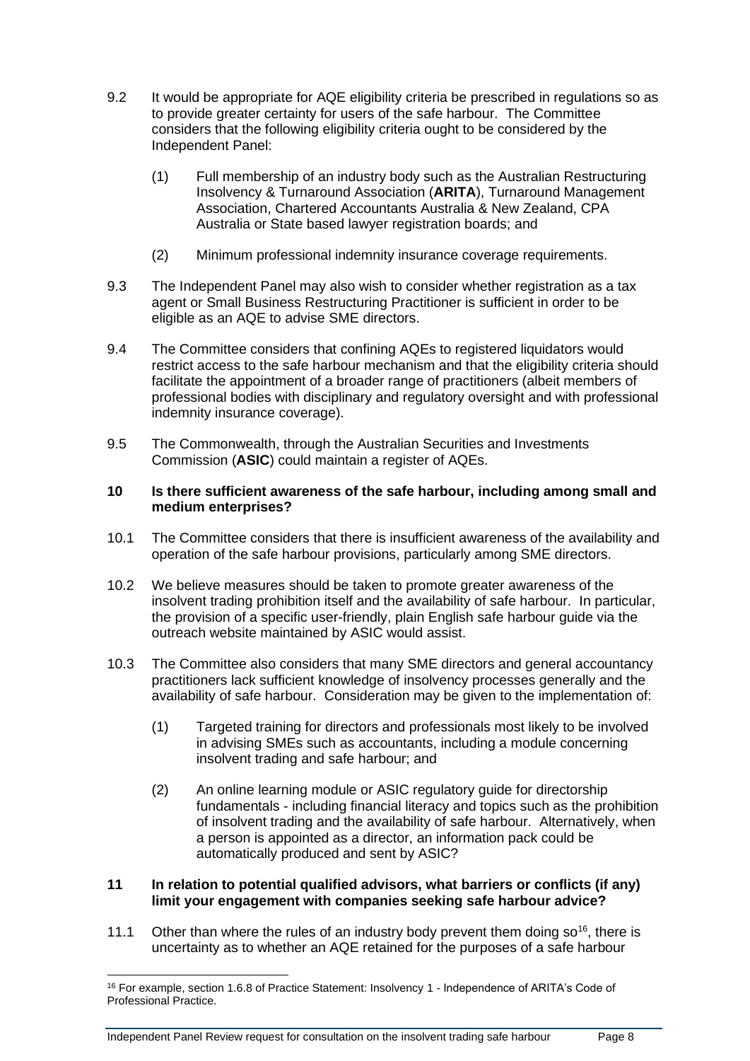9.2 It would be appropriate for AQE eligibility criteria be prescribed in regulations so as to provide greater certainty for users of the safe harbour. The Committee considers that the following eligibility criteria ought to be considered by the Independent Panel:

(1) Full membership of an industry body such as the Australian Restructuring Insolvency & Turnaround Association (**ARITA**), Turnaround Management Association, Chartered Accountants Australia & New Zealand, CPA Australia or State based lawyer registration boards; and

(2) Minimum professional indemnity insurance coverage requirements.

9.3 The Independent Panel may also wish to consider whether registration as a tax agent or Small Business Restructuring Practitioner is sufficient in order to be eligible as an AQE to advise SME directors.

9.4 The Committee considers that confining AQEs to registered liquidators would restrict access to the safe harbour mechanism and that the eligibility criteria should facilitate the appointment of a broader range of practitioners (albeit members of professional bodies with disciplinary and regulatory oversight and with professional indemnity insurance coverage).

9.5 The Commonwealth, through the Australian Securities and Investments Commission (**ASIC**) could maintain a register of AQEs.

## 10 Is there sufficient awareness of the safe harbour, including among small and medium enterprises?

10.1 The Committee considers that there is insufficient awareness of the availability and operation of the safe harbour provisions, particularly among SME directors.

10.2 We believe measures should be taken to promote greater awareness of the insolvent trading prohibition itself and the availability of safe harbour. In particular, the provision of a specific user-friendly, plain English safe harbour guide via the outreach website maintained by ASIC would assist.

10.3 The Committee also considers that many SME directors and general accountancy practitioners lack sufficient knowledge of insolvency processes generally and the availability of safe harbour. Consideration may be given to the implementation of:

(1) Targeted training for directors and professionals most likely to be involved in advising SMEs such as accountants, including a module concerning insolvent trading and safe harbour; and

(2) An online learning module or ASIC regulatory guide for directorship fundamentals - including financial literacy and topics such as the prohibition of insolvent trading and the availability of safe harbour. Alternatively, when a person is appointed as a director, an information pack could be automatically produced and sent by ASIC?

## 11 In relation to potential qualified advisors, what barriers or conflicts (if any) limit your engagement with companies seeking safe harbour advice?

11.1 Other than where the rules of an industry body prevent them doing so[16], there is uncertainty as to whether an AQE retained for the purposes of a safe harbour

---

[16] For example, section 1.6.8 of Practice Statement: Insolvency 1 - Independence of ARITA's Code of Professional Practice.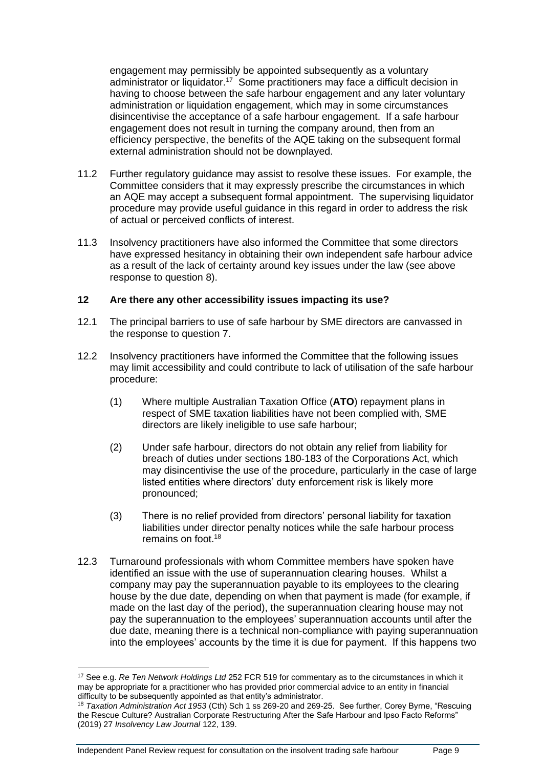engagement may permissibly be appointed subsequently as a voluntary administrator or liquidator.[17] Some practitioners may face a difficult decision in having to choose between the safe harbour engagement and any later voluntary administration or liquidation engagement, which may in some circumstances disincentivise the acceptance of a safe harbour engagement. If a safe harbour engagement does not result in turning the company around, then from an efficiency perspective, the benefits of the AQE taking on the subsequent formal external administration should not be downplayed.

11.2 Further regulatory guidance may assist to resolve these issues. For example, the Committee considers that it may expressly prescribe the circumstances in which an AQE may accept a subsequent formal appointment. The supervising liquidator procedure may provide useful guidance in this regard in order to address the risk of actual or perceived conflicts of interest.

11.3 Insolvency practitioners have also informed the Committee that some directors have expressed hesitancy in obtaining their own independent safe harbour advice as a result of the lack of certainty around key issues under the law (see above response to question 8).

**12 Are there any other accessibility issues impacting its use?**

12.1 The principal barriers to use of safe harbour by SME directors are canvassed in the response to question 7.

12.2 Insolvency practitioners have informed the Committee that the following issues may limit accessibility and could contribute to lack of utilisation of the safe harbour procedure:

(1) Where multiple Australian Taxation Office (**ATO**) repayment plans in respect of SME taxation liabilities have not been complied with, SME directors are likely ineligible to use safe harbour;

(2) Under safe harbour, directors do not obtain any relief from liability for breach of duties under sections 180-183 of the Corporations Act, which may disincentivise the use of the procedure, particularly in the case of large listed entities where directors' duty enforcement risk is likely more pronounced;

(3) There is no relief provided from directors' personal liability for taxation liabilities under director penalty notices while the safe harbour process remains on foot.[18]

12.3 Turnaround professionals with whom Committee members have spoken have identified an issue with the use of superannuation clearing houses. Whilst a company may pay the superannuation payable to its employees to the clearing house by the due date, depending on when that payment is made (for example, if made on the last day of the period), the superannuation clearing house may not pay the superannuation to the employees' superannuation accounts until after the due date, meaning there is a technical non-compliance with paying superannuation into the employees' accounts by the time it is due for payment. If this happens two

---

[17] See e.g. *Re Ten Network Holdings Ltd* 252 FCR 519 for commentary as to the circumstances in which it may be appropriate for a practitioner who has provided prior commercial advice to an entity in financial difficulty to be subsequently appointed as that entity's administrator.

[18] *Taxation Administration Act 1953* (Cth) Sch 1 ss 269-20 and 269-25. See further, Corey Byrne, "Rescuing the Rescue Culture? Australian Corporate Restructuring After the Safe Harbour and Ipso Facto Reforms" (2019) 27 *Insolvency Law Journal* 122, 139.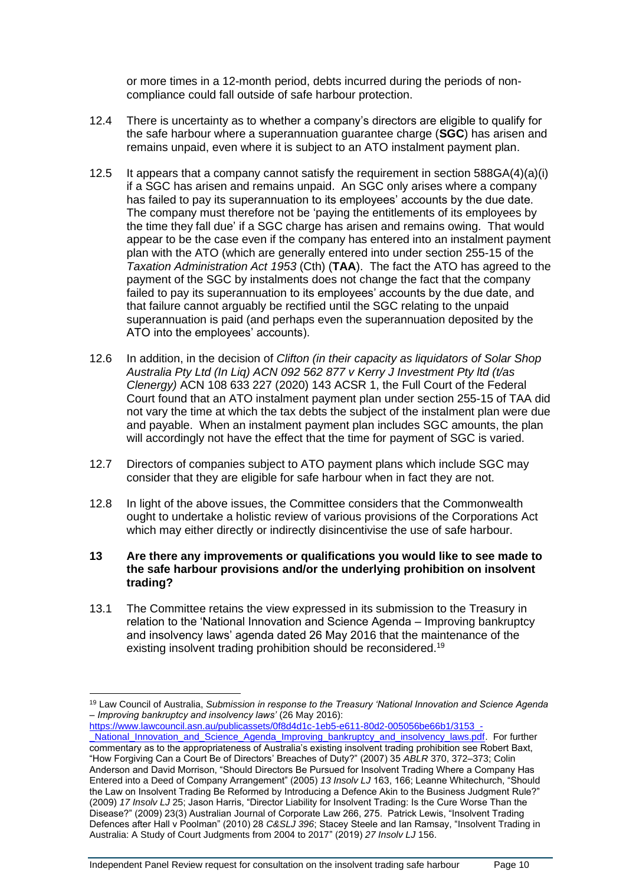or more times in a 12-month period, debts incurred during the periods of non-compliance could fall outside of safe harbour protection.

12.4 There is uncertainty as to whether a company's directors are eligible to qualify for the safe harbour where a superannuation guarantee charge (**SGC**) has arisen and remains unpaid, even where it is subject to an ATO instalment payment plan.

12.5 It appears that a company cannot satisfy the requirement in section 588GA(4)(a)(i) if a SGC has arisen and remains unpaid. An SGC only arises where a company has failed to pay its superannuation to its employees' accounts by the due date. The company must therefore not be 'paying the entitlements of its employees by the time they fall due' if a SGC charge has arisen and remains owing. That would appear to be the case even if the company has entered into an instalment payment plan with the ATO (which are generally entered into under section 255-15 of the *Taxation Administration Act 1953* (Cth) (**TAA**). The fact the ATO has agreed to the payment of the SGC by instalments does not change the fact that the company failed to pay its superannuation to its employees' accounts by the due date, and that failure cannot arguably be rectified until the SGC relating to the unpaid superannuation is paid (and perhaps even the superannuation deposited by the ATO into the employees' accounts).

12.6 In addition, in the decision of *Clifton (in their capacity as liquidators of Solar Shop Australia Pty Ltd (In Liq) ACN 092 562 877 v Kerry J Investment Pty ltd (t/as Clenergy)* ACN 108 633 227 (2020) 143 ACSR 1, the Full Court of the Federal Court found that an ATO instalment payment plan under section 255-15 of TAA did not vary the time at which the tax debts the subject of the instalment plan were due and payable. When an instalment payment plan includes SGC amounts, the plan will accordingly not have the effect that the time for payment of SGC is varied.

12.7 Directors of companies subject to ATO payment plans which include SGC may consider that they are eligible for safe harbour when in fact they are not.

12.8 In light of the above issues, the Committee considers that the Commonwealth ought to undertake a holistic review of various provisions of the Corporations Act which may either directly or indirectly disincentivise the use of safe harbour.

### 13 Are there any improvements or qualifications you would like to see made to the safe harbour provisions and/or the underlying prohibition on insolvent trading?

13.1 The Committee retains the view expressed in its submission to the Treasury in relation to the 'National Innovation and Science Agenda – Improving bankruptcy and insolvency laws' agenda dated 26 May 2016 that the maintenance of the existing insolvent trading prohibition should be reconsidered.[19]

---

[19] Law Council of Australia, *Submission in response to the Treasury 'National Innovation and Science Agenda – Improving bankruptcy and insolvency laws'* (26 May 2016): https://www.lawcouncil.asn.au/publicassets/0f8d4d1c-1eb5-e611-80d2-005056be66b1/3153_-_National_Innovation_and_Science_Agenda_Improving_bankruptcy_and_insolvency_laws.pdf. For further commentary as to the appropriateness of Australia's existing insolvent trading prohibition see Robert Baxt, "How Forgiving Can a Court Be of Directors' Breaches of Duty?" (2007) 35 *ABLR* 370, 372–373; Colin Anderson and David Morrison, "Should Directors Be Pursued for Insolvent Trading Where a Company Has Entered into a Deed of Company Arrangement" (2005) *13 Insolv LJ* 163, 166; Leanne Whitechurch, "Should the Law on Insolvent Trading Be Reformed by Introducing a Defence Akin to the Business Judgment Rule?" (2009) *17 Insolv LJ* 25; Jason Harris, "Director Liability for Insolvent Trading: Is the Cure Worse Than the Disease?" (2009) 23(3) Australian Journal of Corporate Law 266, 275. Patrick Lewis, "Insolvent Trading Defences after Hall v Poolman" (2010) 28 *C&SLJ 396*; Stacey Steele and Ian Ramsay, "Insolvent Trading in Australia: A Study of Court Judgments from 2004 to 2017" (2019) *27 Insolv LJ* 156.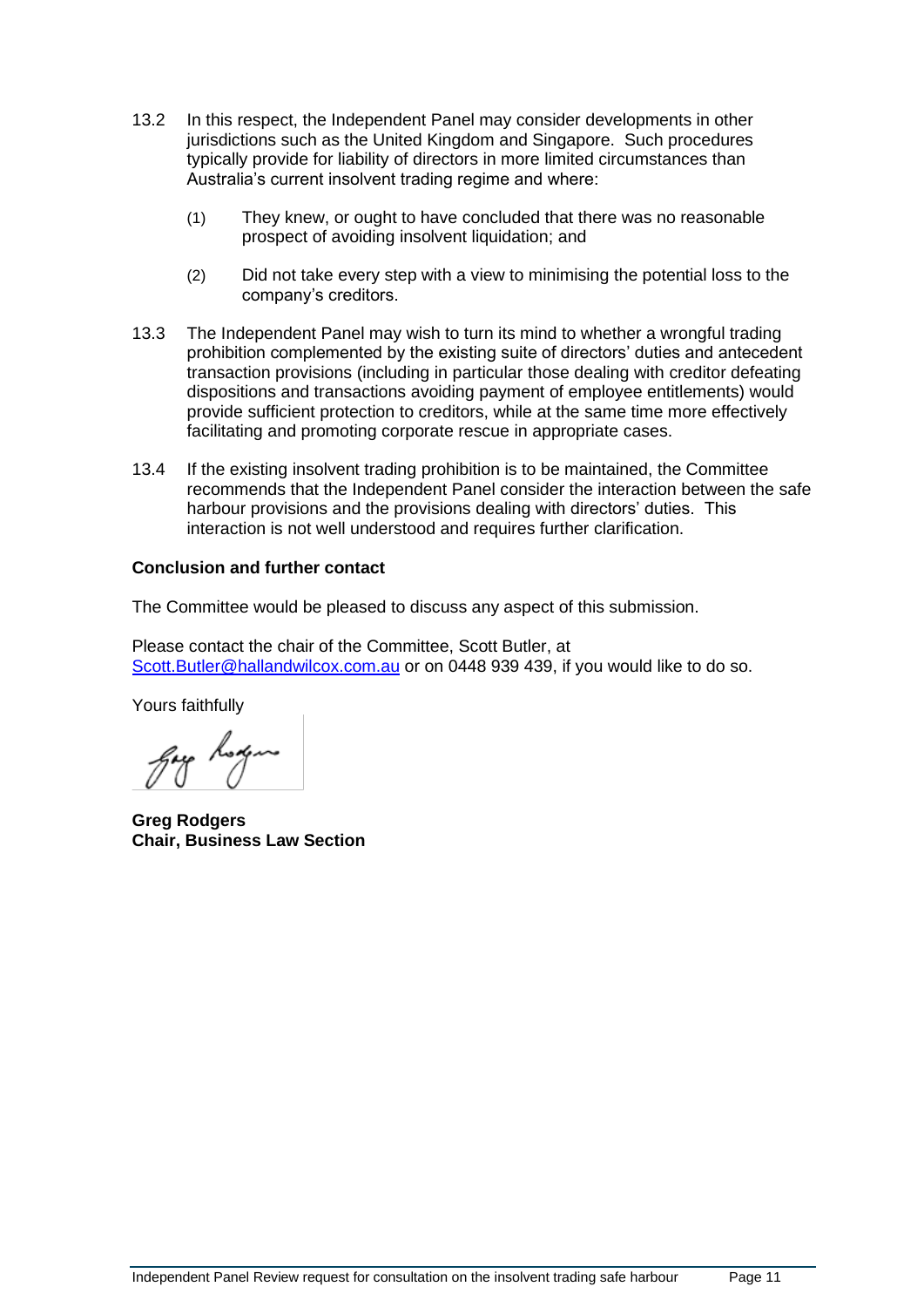13.2 In this respect, the Independent Panel may consider developments in other jurisdictions such as the United Kingdom and Singapore. Such procedures typically provide for liability of directors in more limited circumstances than Australia's current insolvent trading regime and where:

(1) They knew, or ought to have concluded that there was no reasonable prospect of avoiding insolvent liquidation; and

(2) Did not take every step with a view to minimising the potential loss to the company's creditors.

13.3 The Independent Panel may wish to turn its mind to whether a wrongful trading prohibition complemented by the existing suite of directors' duties and antecedent transaction provisions (including in particular those dealing with creditor defeating dispositions and transactions avoiding payment of employee entitlements) would provide sufficient protection to creditors, while at the same time more effectively facilitating and promoting corporate rescue in appropriate cases.

13.4 If the existing insolvent trading prohibition is to be maintained, the Committee recommends that the Independent Panel consider the interaction between the safe harbour provisions and the provisions dealing with directors' duties. This interaction is not well understood and requires further clarification.

**Conclusion and further contact**

The Committee would be pleased to discuss any aspect of this submission.

Please contact the chair of the Committee, Scott Butler, at Scott.Butler@hallandwilcox.com.au or on 0448 939 439, if you would like to do so.

Yours faithfully

**Greg Rodgers**
**Chair, Business Law Section**